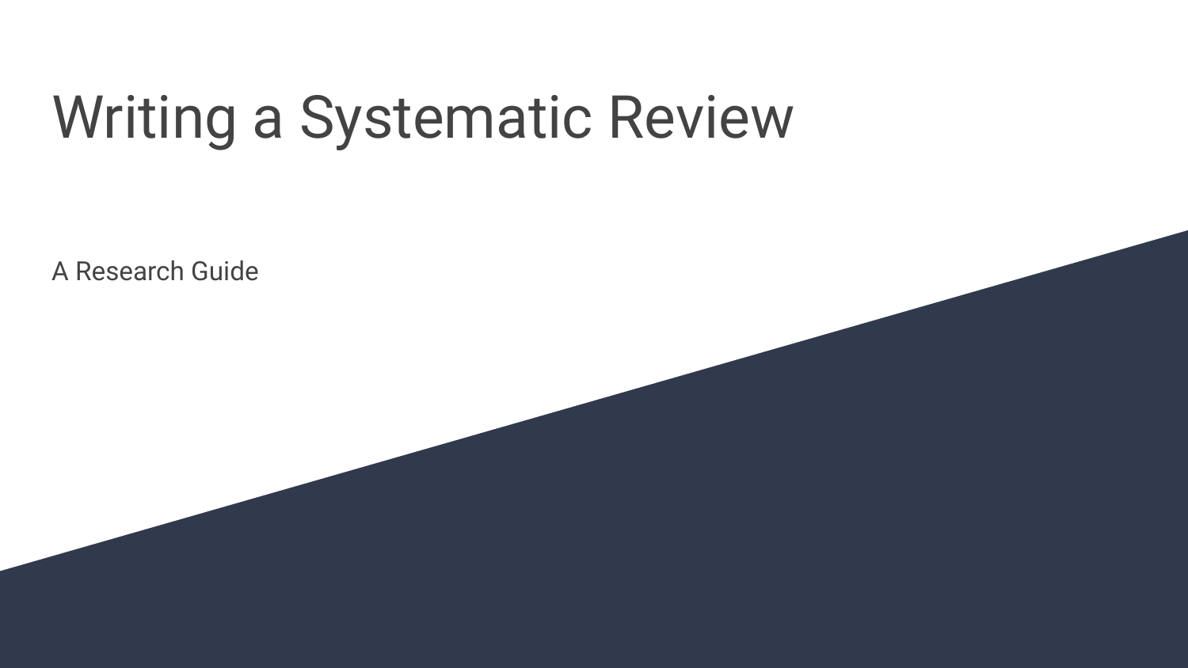# Writing a Systematic Review

A Research Guide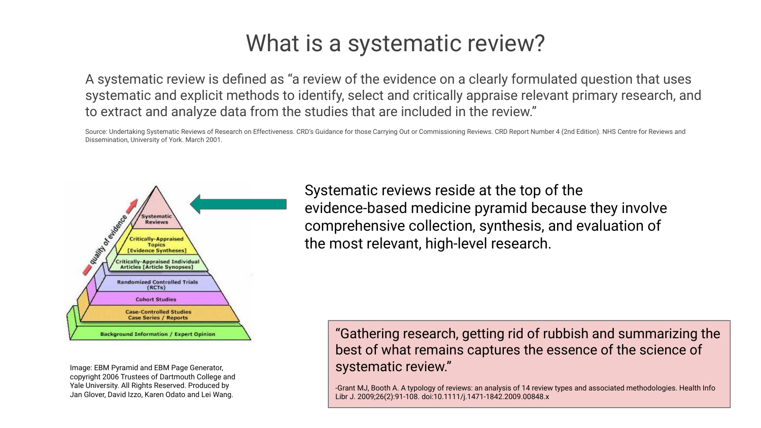# What is a systematic review?

A systematic review is defined as "a review of the evidence on a clearly formulated question that uses systematic and explicit methods to identify, select and critically appraise relevant primary research, and to extract and analyze data from the studies that are included in the review."

Source: Undertaking Systematic Reviews of Research on Effectiveness. CRD's Guidance for those Carrying Out or Commissioning Reviews. CRD Report Number 4 (2nd Edition). NHS Centre for Reviews and Dissemination, University of York. March 2001.

- Systematic Reviews
- Critically-Appraised Topics [Evidence Syntheses]
- Critically-Appraised Individual Articles [Article Synopses]
- Randomized Controlled Trials (RCTs)
- Cohort Studies
- Case-Controlled Studies / Case Series / Reports
- Background Information / Expert Opinion

quality of evidence

Image: EBM Pyramid and EBM Page Generator, copyright 2006 Trustees of Dartmouth College and Yale University. All Rights Reserved. Produced by Jan Glover, David Izzo, Karen Odato and Lei Wang.

Systematic reviews reside at the top of the evidence-based medicine pyramid because they involve comprehensive collection, synthesis, and evaluation of the most relevant, high-level research.

"Gathering research, getting rid of rubbish and summarizing the best of what remains captures the essence of the science of systematic review."

-Grant MJ, Booth A. A typology of reviews: an analysis of 14 review types and associated methodologies. Health Info Libr J. 2009;26(2):91-108. doi:10.1111/j.1471-1842.2009.00848.x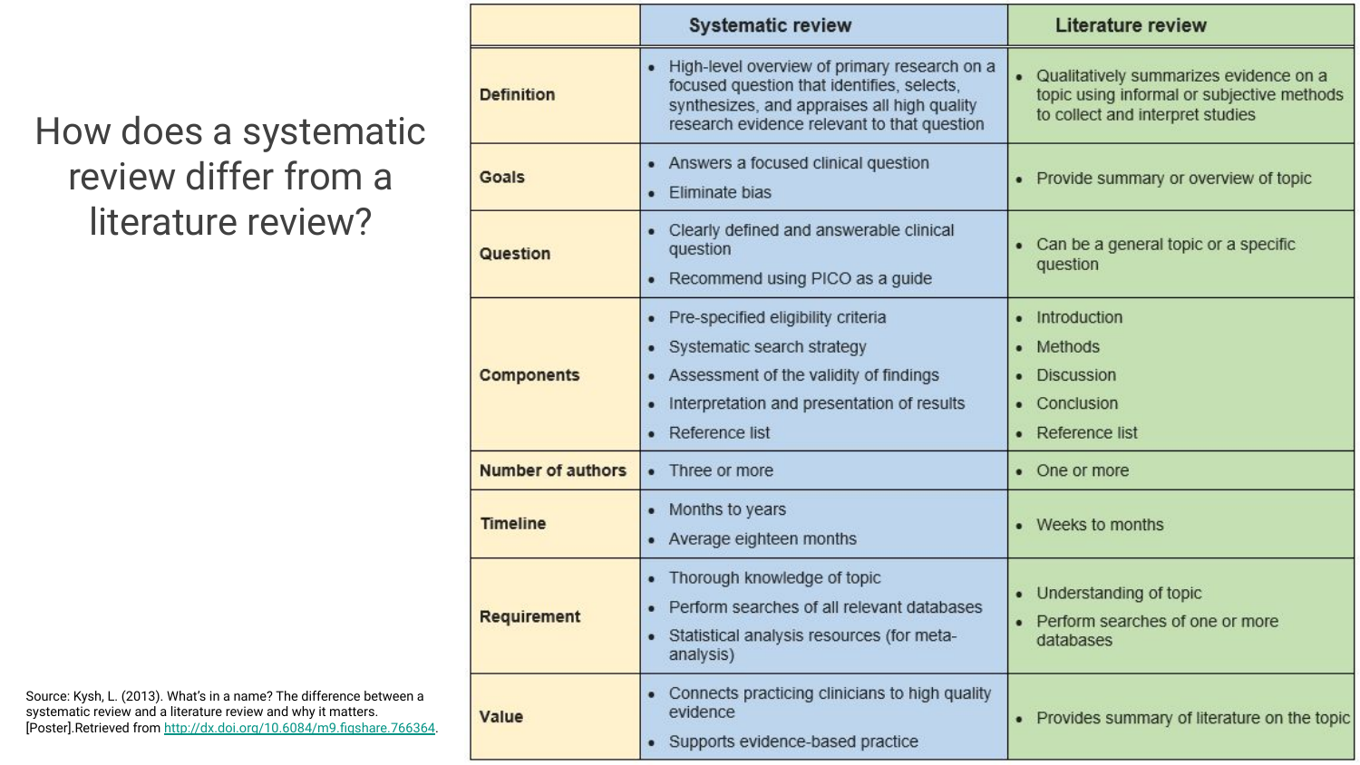# How does a systematic review differ from a literature review?

| | Systematic review | Literature review |
|---|---|---|
| **Definition** | • High-level overview of primary research on a focused question that identifies, selects, synthesizes, and appraises all high quality research evidence relevant to that question | • Qualitatively summarizes evidence on a topic using informal or subjective methods to collect and interpret studies |
| **Goals** | • Answers a focused clinical question<br>• Eliminate bias | • Provide summary or overview of topic |
| **Question** | • Clearly defined and answerable clinical question<br>• Recommend using PICO as a guide | • Can be a general topic or a specific question |
| **Components** | • Pre-specified eligibility criteria<br>• Systematic search strategy<br>• Assessment of the validity of findings<br>• Interpretation and presentation of results<br>• Reference list | • Introduction<br>• Methods<br>• Discussion<br>• Conclusion<br>• Reference list |
| **Number of authors** | • Three or more | • One or more |
| **Timeline** | • Months to years<br>• Average eighteen months | • Weeks to months |
| **Requirement** | • Thorough knowledge of topic<br>• Perform searches of all relevant databases<br>• Statistical analysis resources (for meta-analysis) | • Understanding of topic<br>• Perform searches of one or more databases |
| **Value** | • Connects practicing clinicians to high quality evidence<br>• Supports evidence-based practice | • Provides summary of literature on the topic |

Source: Kysh, L. (2013). What's in a name? The difference between a systematic review and a literature review and why it matters. [Poster].Retrieved from http://dx.doi.org/10.6084/m9.figshare.766364.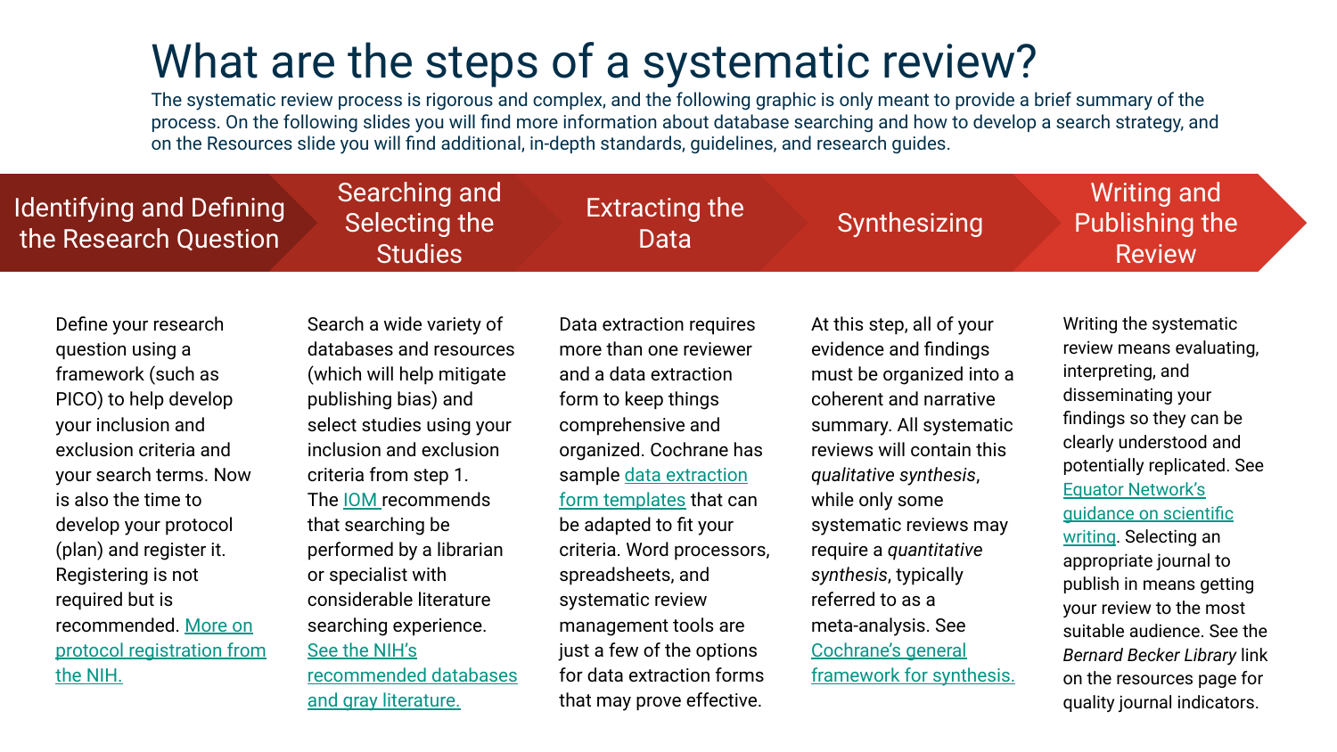# What are the steps of a systematic review?

The systematic review process is rigorous and complex, and the following graphic is only meant to provide a brief summary of the process. On the following slides you will find more information about database searching and how to develop a search strategy, and on the Resources slide you will find additional, in-depth standards, guidelines, and research guides.

## Identifying and Defining the Research Question

Define your research question using a framework (such as PICO) to help develop your inclusion and exclusion criteria and your search terms. Now is also the time to develop your protocol (plan) and register it. Registering is not required but is recommended. More on protocol registration from the NIH.

## Searching and Selecting the Studies

Search a wide variety of databases and resources (which will help mitigate publishing bias) and select studies using your inclusion and exclusion criteria from step 1. The IOM recommends that searching be performed by a librarian or specialist with considerable literature searching experience. See the NIH's recommended databases and gray literature.

## Extracting the Data

Data extraction requires more than one reviewer and a data extraction form to keep things comprehensive and organized. Cochrane has sample data extraction form templates that can be adapted to fit your criteria. Word processors, spreadsheets, and systematic review management tools are just a few of the options for data extraction forms that may prove effective.

## Synthesizing

At this step, all of your evidence and findings must be organized into a coherent and narrative summary. All systematic reviews will contain this *qualitative synthesis*, while only some systematic reviews may require a *quantitative synthesis*, typically referred to as a meta-analysis. See Cochrane's general framework for synthesis.

## Writing and Publishing the Review

Writing the systematic review means evaluating, interpreting, and disseminating your findings so they can be clearly understood and potentially replicated. See Equator Network's guidance on scientific writing. Selecting an appropriate journal to publish in means getting your review to the most suitable audience. See the *Bernard Becker Library* link on the resources page for quality journal indicators.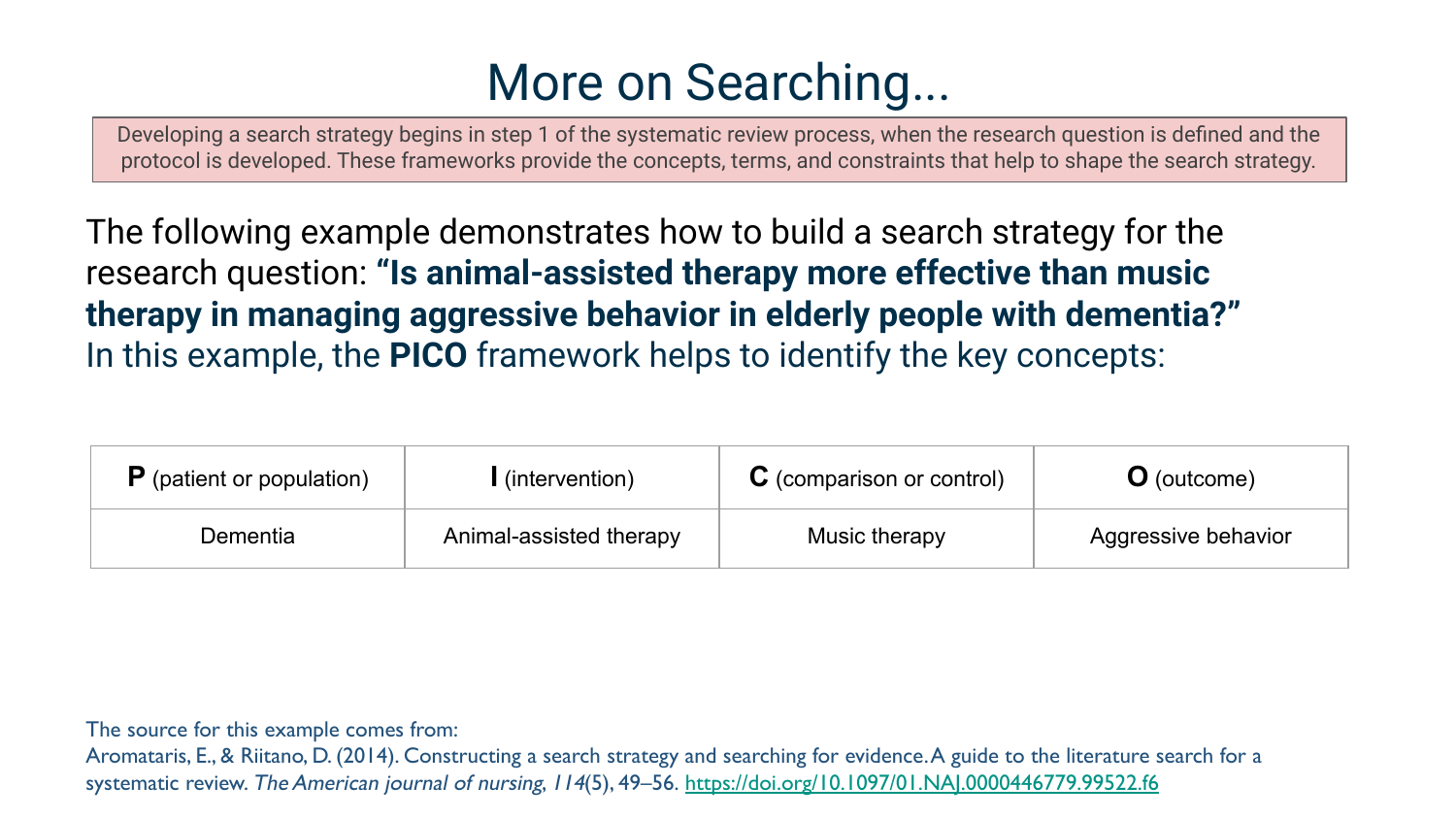# More on Searching...

Developing a search strategy begins in step 1 of the systematic review process, when the research question is defined and the protocol is developed. These frameworks provide the concepts, terms, and constraints that help to shape the search strategy.

The following example demonstrates how to build a search strategy for the research question: **"Is animal-assisted therapy more effective than music therapy in managing aggressive behavior in elderly people with dementia?"** In this example, the **PICO** framework helps to identify the key concepts:

| **P** (patient or population) | **I** (intervention) | **C** (comparison or control) | **O** (outcome) |
|---|---|---|---|
| Dementia | Animal-assisted therapy | Music therapy | Aggressive behavior |

The source for this example comes from:
Aromataris, E., & Riitano, D. (2014). Constructing a search strategy and searching for evidence. A guide to the literature search for a systematic review. *The American journal of nursing*, *114*(5), 49–56. https://doi.org/10.1097/01.NAJ.0000446779.99522.f6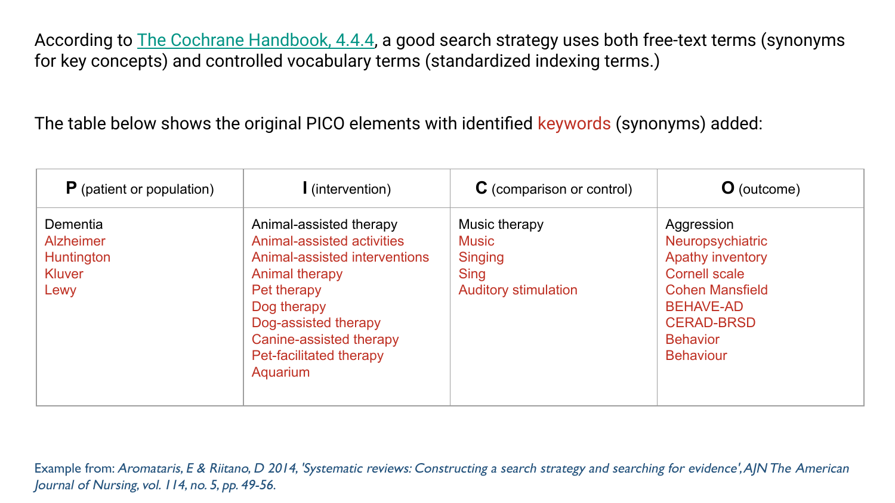According to [The Cochrane Handbook, 4.4.4](), a good search strategy uses both free-text terms (synonyms for key concepts) and controlled vocabulary terms (standardized indexing terms.)

The table below shows the original PICO elements with identified keywords (synonyms) added:

| **P** (patient or population) | **I** (intervention) | **C** (comparison or control) | **O** (outcome) |
|---|---|---|---|
| Dementia<br>Alzheimer<br>Huntington<br>Kluver<br>Lewy | Animal-assisted therapy<br>Animal-assisted activities<br>Animal-assisted interventions<br>Animal therapy<br>Pet therapy<br>Dog therapy<br>Dog-assisted therapy<br>Canine-assisted therapy<br>Pet-facilitated therapy<br>Aquarium | Music therapy<br>Music<br>Singing<br>Sing<br>Auditory stimulation | Aggression<br>Neuropsychiatric<br>Apathy inventory<br>Cornell scale<br>Cohen Mansfield<br>BEHAVE-AD<br>CERAD-BRSD<br>Behavior<br>Behaviour |

Example from: *Aromataris, E & Riitano, D 2014, 'Systematic reviews: Constructing a search strategy and searching for evidence', AJN The American Journal of Nursing, vol. 114, no. 5, pp. 49-56.*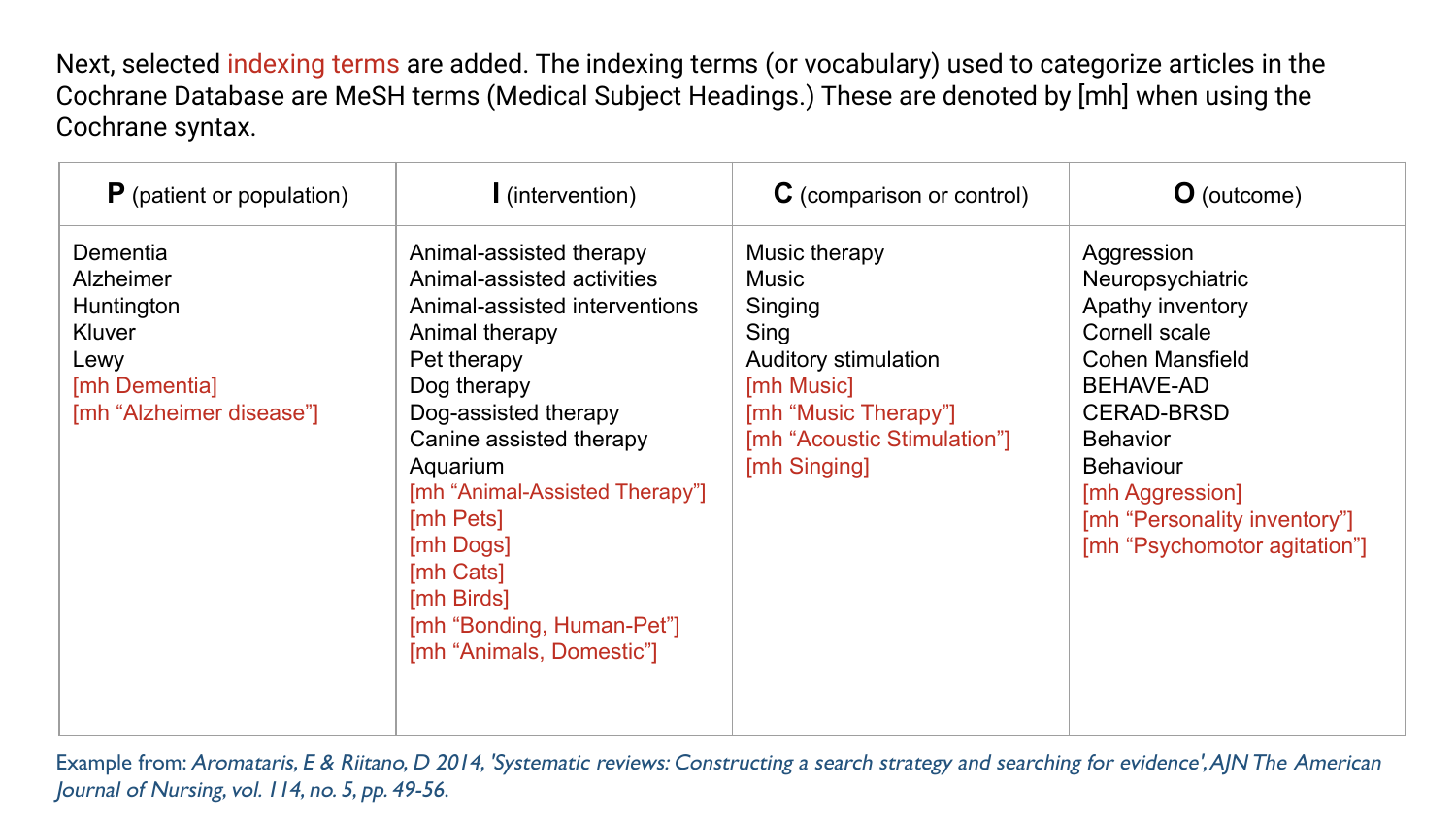Next, selected indexing terms are added. The indexing terms (or vocabulary) used to categorize articles in the Cochrane Database are MeSH terms (Medical Subject Headings.) These are denoted by [mh] when using the Cochrane syntax.

| **P** (patient or population) | **I** (intervention) | **C** (comparison or control) | **O** (outcome) |
|---|---|---|---|
| Dementia<br>Alzheimer<br>Huntington<br>Kluver<br>Lewy<br>[mh Dementia]<br>[mh "Alzheimer disease"] | Animal-assisted therapy<br>Animal-assisted activities<br>Animal-assisted interventions<br>Animal therapy<br>Pet therapy<br>Dog therapy<br>Dog-assisted therapy<br>Canine assisted therapy<br>Aquarium<br>[mh "Animal-Assisted Therapy"]<br>[mh Pets]<br>[mh Dogs]<br>[mh Cats]<br>[mh Birds]<br>[mh "Bonding, Human-Pet"]<br>[mh "Animals, Domestic"] | Music therapy<br>Music<br>Singing<br>Sing<br>Auditory stimulation<br>[mh Music]<br>[mh "Music Therapy"]<br>[mh "Acoustic Stimulation"]<br>[mh Singing] | Aggression<br>Neuropsychiatric<br>Apathy inventory<br>Cornell scale<br>Cohen Mansfield<br>BEHAVE-AD<br>CERAD-BRSD<br>Behavior<br>Behaviour<br>[mh Aggression]<br>[mh "Personality inventory"]<br>[mh "Psychomotor agitation"] |

Example from: *Aromataris, E & Riitano, D 2014, 'Systematic reviews: Constructing a search strategy and searching for evidence', AJN The American Journal of Nursing, vol. 114, no. 5, pp. 49-56.*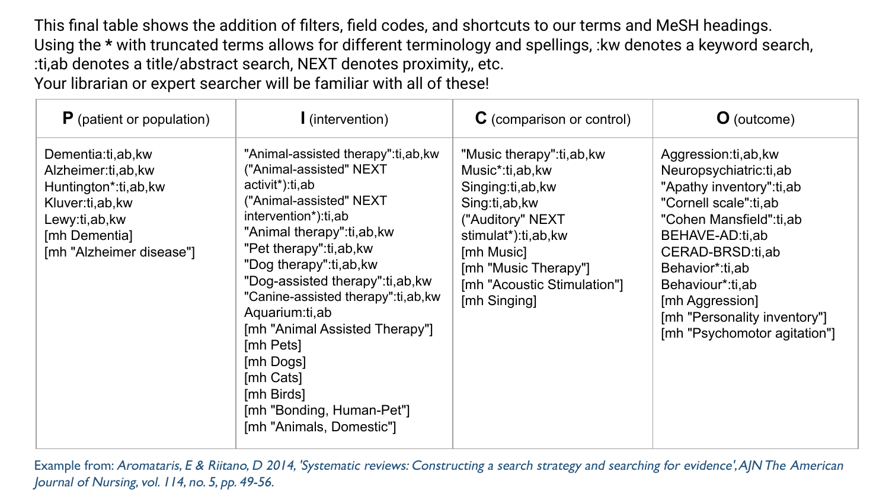This final table shows the addition of filters, field codes, and shortcuts to our terms and MeSH headings. Using the * with truncated terms allows for different terminology and spellings, :kw denotes a keyword search, :ti,ab denotes a title/abstract search, NEXT denotes proximity,, etc.
Your librarian or expert searcher will be familiar with all of these!

| **P** (patient or population) | **I** (intervention) | **C** (comparison or control) | **O** (outcome) |
|---|---|---|---|
| Dementia:ti,ab,kw<br>Alzheimer:ti,ab,kw<br>Huntington*:ti,ab,kw<br>Kluver:ti,ab,kw<br>Lewy:ti,ab,kw<br>[mh Dementia]<br>[mh "Alzheimer disease"] | "Animal-assisted therapy":ti,ab,kw<br>("Animal-assisted" NEXT activit*):ti,ab<br>("Animal-assisted" NEXT intervention*):ti,ab<br>"Animal therapy":ti,ab,kw<br>"Pet therapy":ti,ab,kw<br>"Dog therapy":ti,ab,kw<br>"Dog-assisted therapy":ti,ab,kw<br>"Canine-assisted therapy":ti,ab,kw<br>Aquarium:ti,ab<br>[mh "Animal Assisted Therapy"]<br>[mh Pets]<br>[mh Dogs]<br>[mh Cats]<br>[mh Birds]<br>[mh "Bonding, Human-Pet"]<br>[mh "Animals, Domestic"] | "Music therapy":ti,ab,kw<br>Music*:ti,ab,kw<br>Singing:ti,ab,kw<br>Sing:ti,ab,kw<br>("Auditory" NEXT stimulat*):ti,ab,kw<br>[mh Music]<br>[mh "Music Therapy"]<br>[mh "Acoustic Stimulation"]<br>[mh Singing] | Aggression:ti,ab,kw<br>Neuropsychiatric:ti,ab<br>"Apathy inventory":ti,ab<br>"Cornell scale":ti,ab<br>"Cohen Mansfield":ti,ab<br>BEHAVE-AD:ti,ab<br>CERAD-BRSD:ti,ab<br>Behavior*:ti,ab<br>Behaviour*:ti,ab<br>[mh Aggression]<br>[mh "Personality inventory"]<br>[mh "Psychomotor agitation"] |

Example from: *Aromataris, E & Riitano, D 2014, 'Systematic reviews: Constructing a search strategy and searching for evidence', AJN The American Journal of Nursing, vol. 114, no. 5, pp. 49-56.*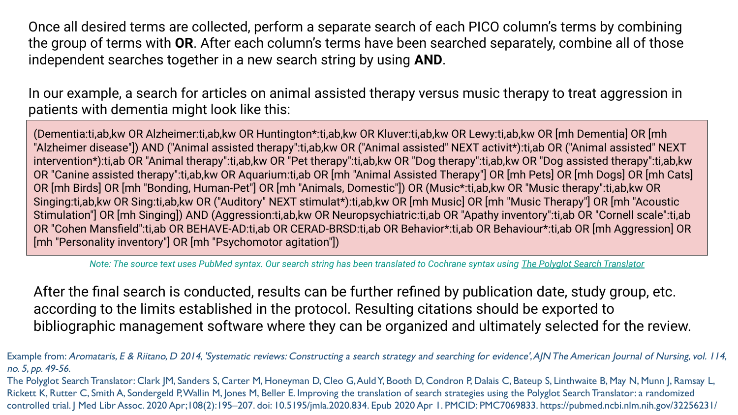Once all desired terms are collected, perform a separate search of each PICO column's terms by combining the group of terms with **OR**. After each column's terms have been searched separately, combine all of those independent searches together in a new search string by using **AND**.

In our example, a search for articles on animal assisted therapy versus music therapy to treat aggression in patients with dementia might look like this:

```
(Dementia:ti,ab,kw OR Alzheimer:ti,ab,kw OR Huntington*:ti,ab,kw OR Kluver:ti,ab,kw OR Lewy:ti,ab,kw OR [mh Dementia] OR [mh "Alzheimer disease"]) AND ("Animal assisted therapy":ti,ab,kw OR ("Animal assisted" NEXT activit*):ti,ab OR ("Animal assisted" NEXT intervention*):ti,ab OR "Animal therapy":ti,ab,kw OR "Pet therapy":ti,ab,kw OR "Dog therapy":ti,ab,kw OR "Dog assisted therapy":ti,ab,kw OR "Canine assisted therapy":ti,ab,kw OR Aquarium:ti,ab OR [mh "Animal Assisted Therapy"] OR [mh Pets] OR [mh Dogs] OR [mh Cats] OR [mh Birds] OR [mh "Bonding, Human-Pet"] OR [mh "Animals, Domestic"]) OR (Music*:ti,ab,kw OR "Music therapy":ti,ab,kw OR Singing:ti,ab,kw OR Sing:ti,ab,kw OR ("Auditory" NEXT stimulat*):ti,ab,kw OR [mh Music] OR [mh "Music Therapy"] OR [mh "Acoustic Stimulation"] OR [mh Singing]) AND (Aggression:ti,ab,kw OR Neuropsychiatric:ti,ab OR "Apathy inventory":ti,ab OR "Cornell scale":ti,ab OR "Cohen Mansfield":ti,ab OR BEHAVE-AD:ti,ab OR CERAD-BRSD:ti,ab OR Behavior*:ti,ab OR Behaviour*:ti,ab OR [mh Aggression] OR [mh "Personality inventory"] OR [mh "Psychomotor agitation"])
```

*Note: The source text uses PubMed syntax. Our search string has been translated to Cochrane syntax using The Polyglot Search Translator*

After the final search is conducted, results can be further refined by publication date, study group, etc. according to the limits established in the protocol. Resulting citations should be exported to bibliographic management software where they can be organized and ultimately selected for the review.

Example from: *Aromataris, E & Riitano, D 2014, 'Systematic reviews: Constructing a search strategy and searching for evidence', AJN The American Journal of Nursing, vol. 114, no. 5, pp. 49-56.*

The Polyglot Search Translator: Clark JM, Sanders S, Carter M, Honeyman D, Cleo G, Auld Y, Booth D, Condron P, Dalais C, Bateup S, Linthwaite B, May N, Munn J, Ramsay L, Rickett K, Rutter C, Smith A, Sondergeld P, Wallin M, Jones M, Beller E. Improving the translation of search strategies using the Polyglot Search Translator: a randomized controlled trial. J Med Libr Assoc. 2020 Apr;108(2):195–207. doi: 10.5195/jmla.2020.834. Epub 2020 Apr 1. PMCID: PMC7069833. https://pubmed.ncbi.nlm.nih.gov/32256231/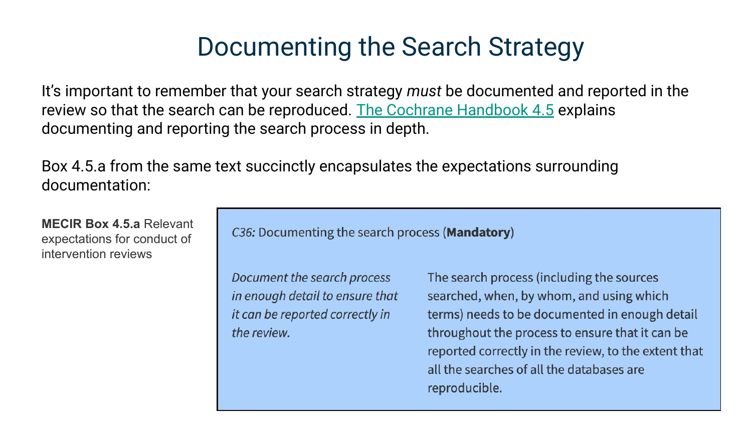# Documenting the Search Strategy

It's important to remember that your search strategy *must* be documented and reported in the review so that the search can be reproduced. The Cochrane Handbook 4.5 explains documenting and reporting the search process in depth.

Box 4.5.a from the same text succinctly encapsulates the expectations surrounding documentation:

**MECIR Box 4.5.a** Relevant expectations for conduct of intervention reviews

| *C36:* Documenting the search process (**Mandatory**) | |
| --- | --- |
| *Document the search process in enough detail to ensure that it can be reported correctly in the review.* | The search process (including the sources searched, when, by whom, and using which terms) needs to be documented in enough detail throughout the process to ensure that it can be reported correctly in the review, to the extent that all the searches of all the databases are reproducible. |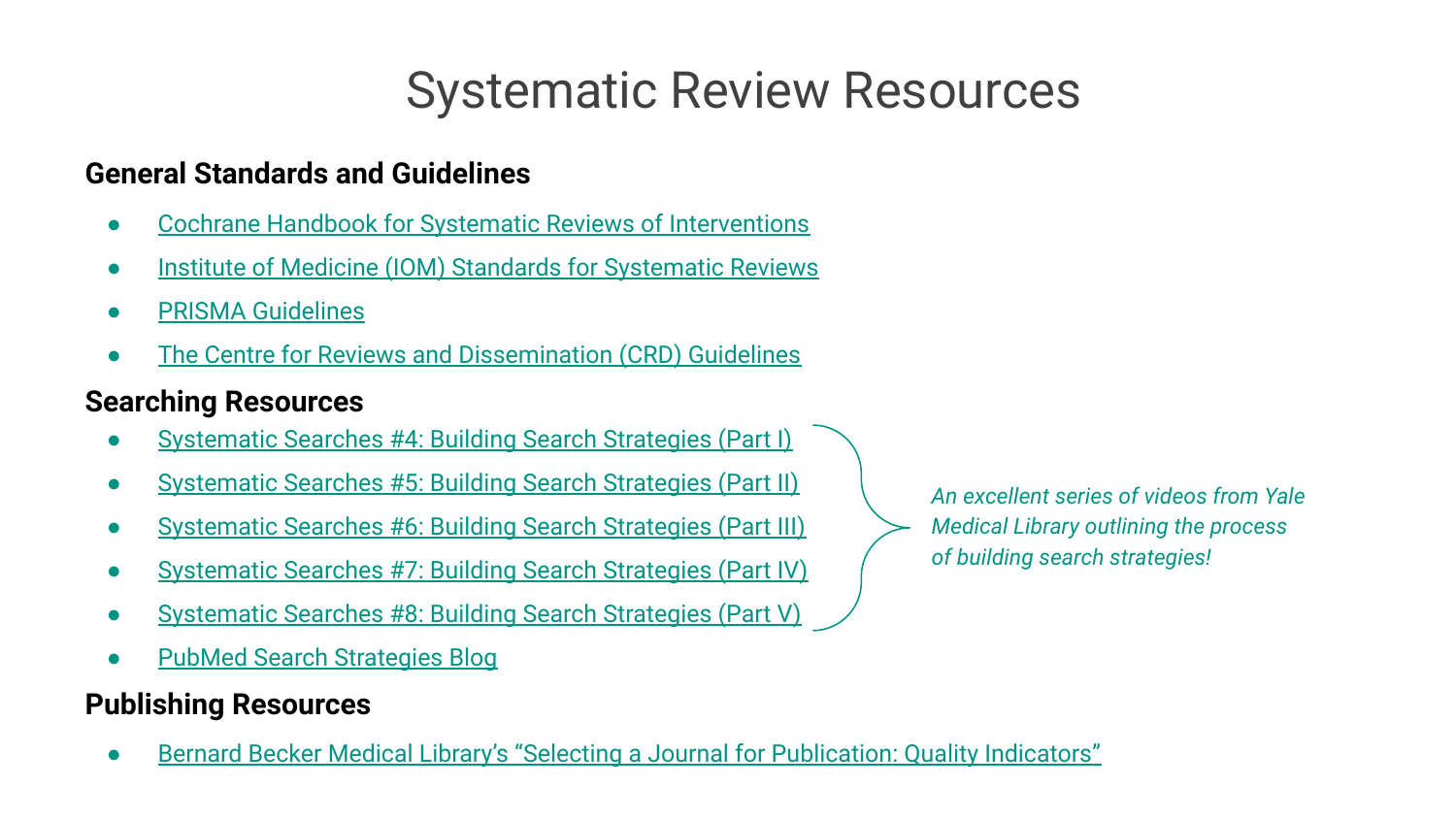# Systematic Review Resources

## General Standards and Guidelines

- Cochrane Handbook for Systematic Reviews of Interventions
- Institute of Medicine (IOM) Standards for Systematic Reviews
- PRISMA Guidelines
- The Centre for Reviews and Dissemination (CRD) Guidelines

## Searching Resources

- Systematic Searches #4: Building Search Strategies (Part I)
- Systematic Searches #5: Building Search Strategies (Part II)
- Systematic Searches #6: Building Search Strategies (Part III)
- Systematic Searches #7: Building Search Strategies (Part IV)
- Systematic Searches #8: Building Search Strategies (Part V)
- PubMed Search Strategies Blog

*An excellent series of videos from Yale Medical Library outlining the process of building search strategies!*

## Publishing Resources

- Bernard Becker Medical Library's "Selecting a Journal for Publication: Quality Indicators"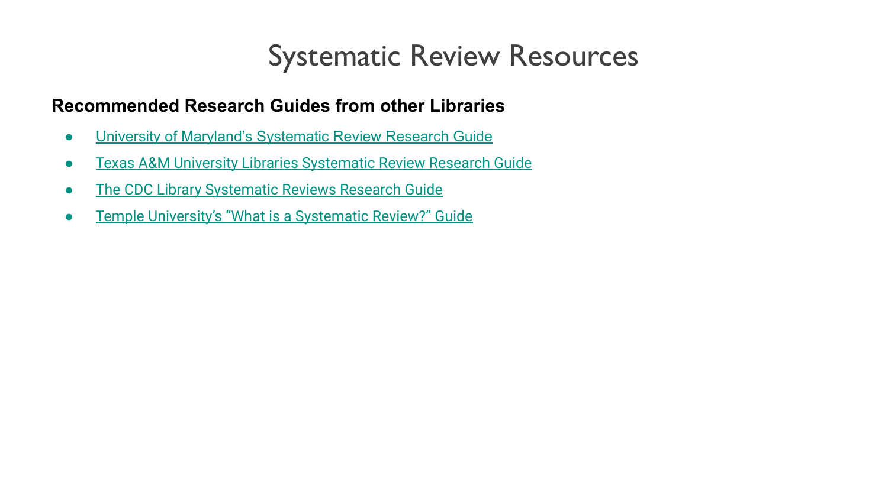# Systematic Review Resources

**Recommended Research Guides from other Libraries**

- University of Maryland's Systematic Review Research Guide
- Texas A&M University Libraries Systematic Review Research Guide
- The CDC Library Systematic Reviews Research Guide
- Temple University's "What is a Systematic Review?" Guide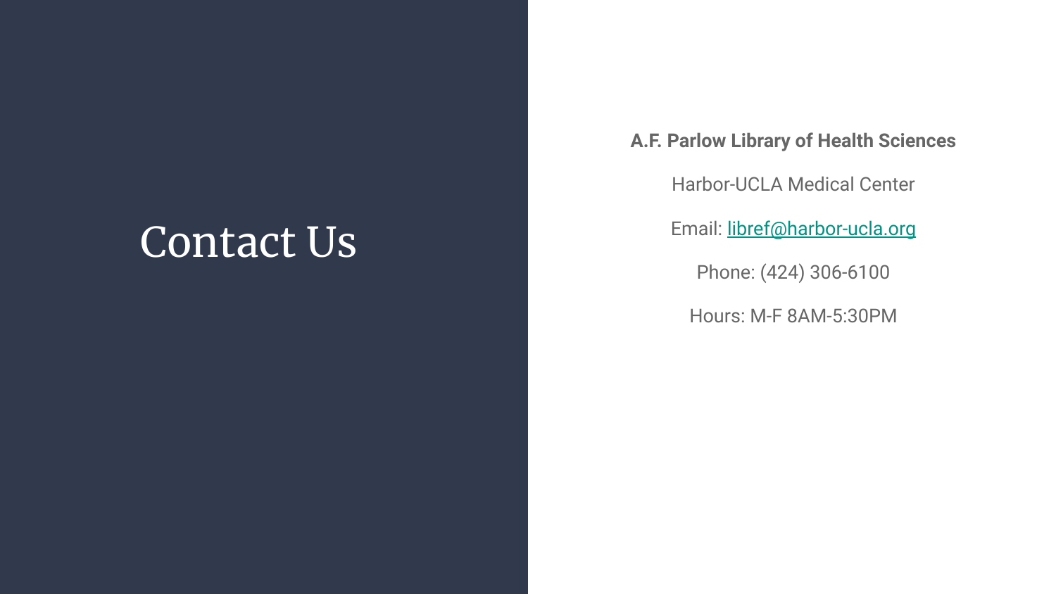# Contact Us

**A.F. Parlow Library of Health Sciences**

Harbor-UCLA Medical Center

Email: [libref@harbor-ucla.org](mailto:libref@harbor-ucla.org)

Phone: (424) 306-6100

Hours: M-F 8AM-5:30PM